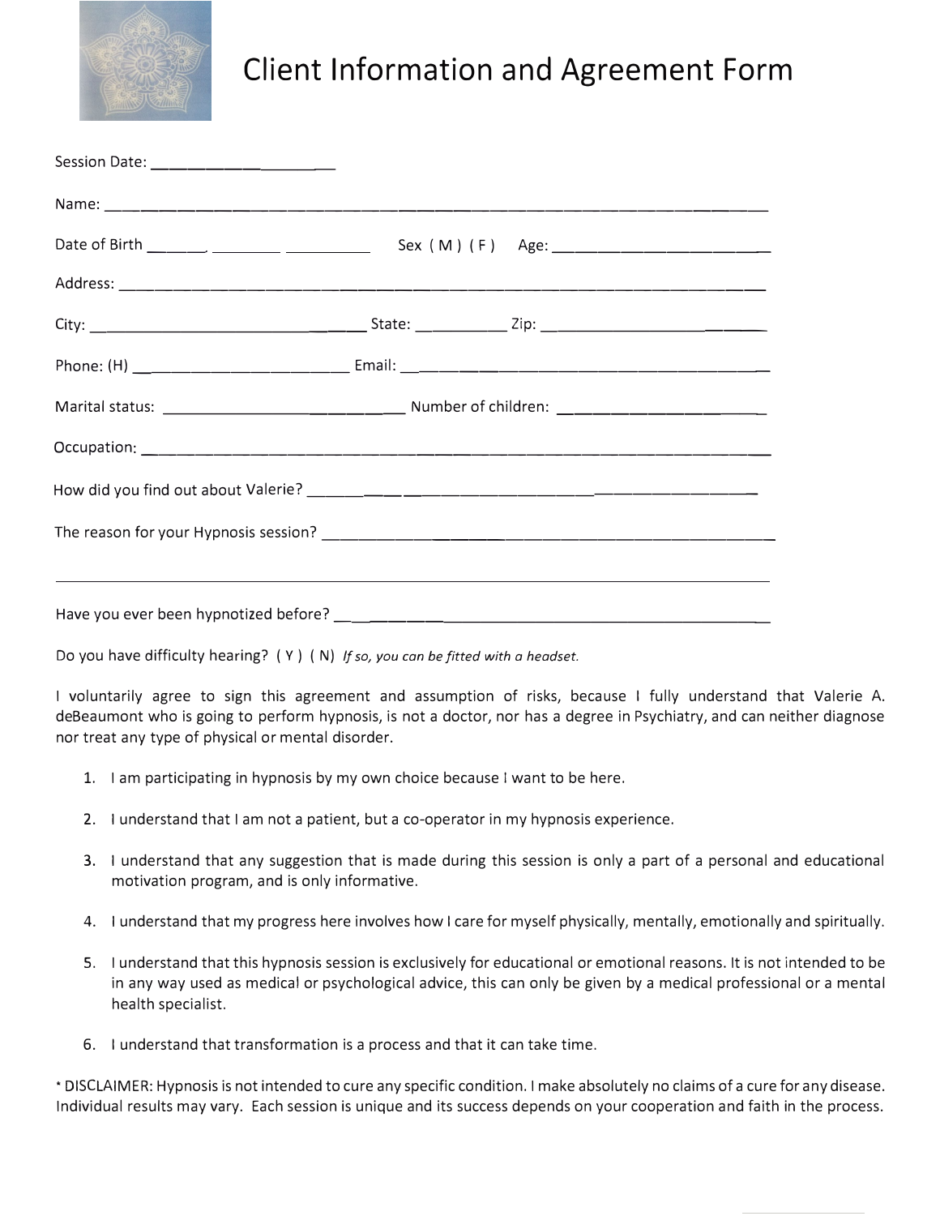# Client Information and Agreement Form

Session Date: ______________________

Name: ____________________________________________________________________________

Date of Birth _______ ________ __________ Sex ( M ) ( F ) Age: __________________________

Address: __________________________________________________________________________

City: ________________________________ State: __________ Zip: ______________________

Phone: (H) ________________________ Email: ______________________________________

Marital status: ___________________________ Number of children: _____________________

Occupation: _______________________________________________________________________

How did you find out about Valerie? _______________________________________________

The reason for your Hypnosis session? _____________________________________________

___________________________________________________________________________________

Have you ever been hypnotized before? _____________________________________________

Do you have difficulty hearing? ( Y ) ( N ) *If so, you can be fitted with a headset.*

I voluntarily agree to sign this agreement and assumption of risks, because I fully understand that Valerie A. deBeaumont who is going to perform hypnosis, is not a doctor, nor has a degree in Psychiatry, and can neither diagnose nor treat any type of physical or mental disorder.

1. I am participating in hypnosis by my own choice because I want to be here.
2. I understand that I am not a patient, but a co-operator in my hypnosis experience.
3. I understand that any suggestion that is made during this session is only a part of a personal and educational motivation program, and is only informative.
4. I understand that my progress here involves how I care for myself physically, mentally, emotionally and spiritually.
5. I understand that this hypnosis session is exclusively for educational or emotional reasons. It is not intended to be in any way used as medical or psychological advice, this can only be given by a medical professional or a mental health specialist.
6. I understand that transformation is a process and that it can take time.

* DISCLAIMER: Hypnosis is not intended to cure any specific condition. I make absolutely no claims of a cure for any disease. Individual results may vary. Each session is unique and its success depends on your cooperation and faith in the process.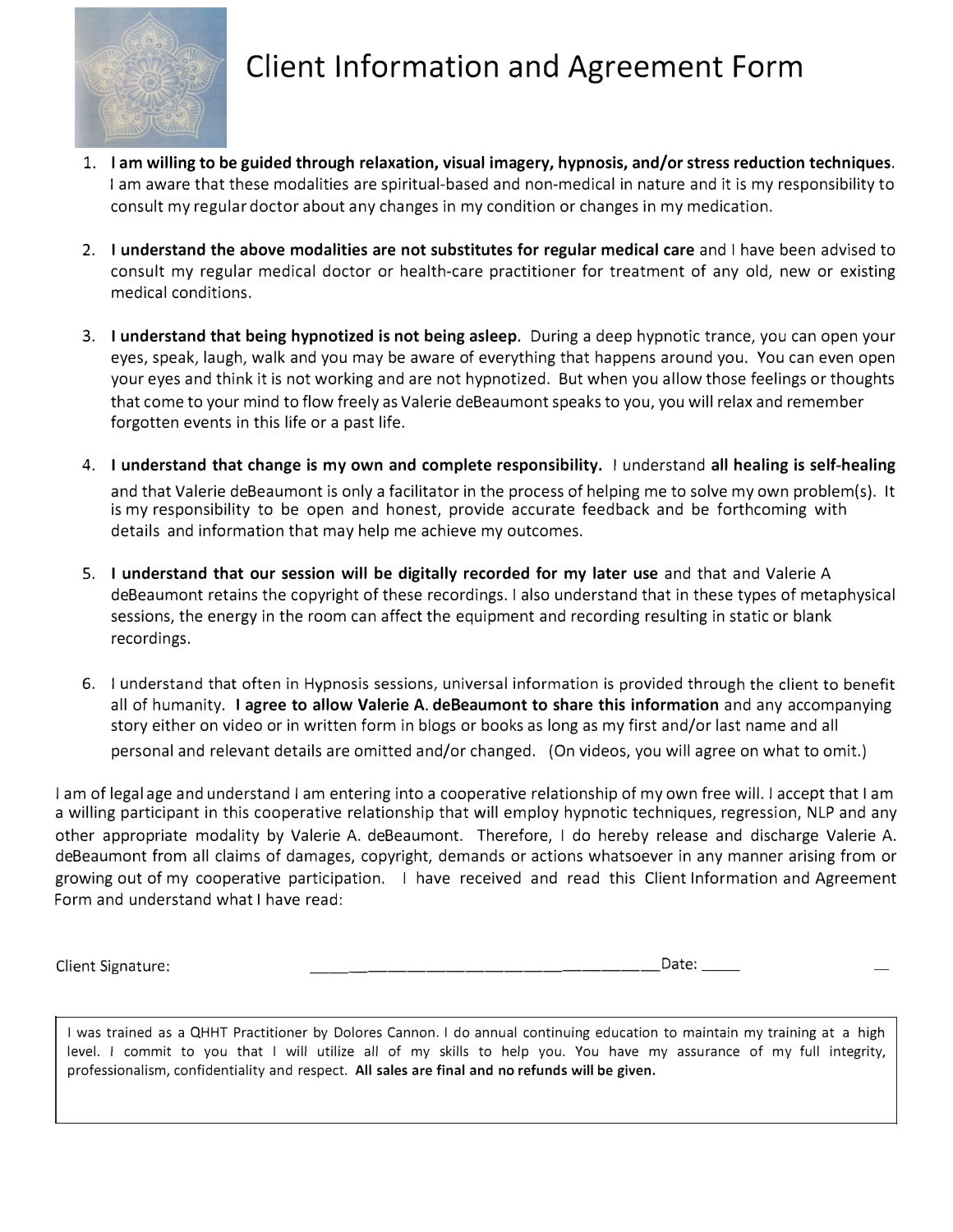# Client Information and Agreement Form

1. **I am willing to be guided through relaxation, visual imagery, hypnosis, and/or stress reduction techniques**. I am aware that these modalities are spiritual-based and non-medical in nature and it is my responsibility to consult my regular doctor about any changes in my condition or changes in my medication.

2. **I understand the above modalities are not substitutes for regular medical care** and I have been advised to consult my regular medical doctor or health-care practitioner for treatment of any old, new or existing medical conditions.

3. **I understand that being hypnotized is not being asleep**. During a deep hypnotic trance, you can open your eyes, speak, laugh, walk and you may be aware of everything that happens around you. You can even open your eyes and think it is not working and are not hypnotized. But when you allow those feelings or thoughts that come to your mind to flow freely as Valerie deBeaumont speaks to you, you will relax and remember forgotten events in this life or a past life.

4. **I understand that change is my own and complete responsibility.** I understand **all healing is self-healing** and that Valerie deBeaumont is only a facilitator in the process of helping me to solve my own problem(s). It is my responsibility to be open and honest, provide accurate feedback and be forthcoming with details and information that may help me achieve my outcomes.

5. **I understand that our session will be digitally recorded for my later use** and that and Valerie A deBeaumont retains the copyright of these recordings. I also understand that in these types of metaphysical sessions, the energy in the room can affect the equipment and recording resulting in static or blank recordings.

6. I understand that often in Hypnosis sessions, universal information is provided through the client to benefit all of humanity. **I agree to allow Valerie A. deBeaumont to share this information** and any accompanying story either on video or in written form in blogs or books as long as my first and/or last name and all personal and relevant details are omitted and/or changed. (On videos, you will agree on what to omit.)

I am of legal age and understand I am entering into a cooperative relationship of my own free will. I accept that I am a willing participant in this cooperative relationship that will employ hypnotic techniques, regression, NLP and any other appropriate modality by Valerie A. deBeaumont. Therefore, I do hereby release and discharge Valerie A. deBeaumont from all claims of damages, copyright, demands or actions whatsoever in any manner arising from or growing out of my cooperative participation. I have received and read this Client Information and Agreement Form and understand what I have read:

Client Signature: ______________________________________ Date: _____

I was trained as a QHHT Practitioner by Dolores Cannon. I do annual continuing education to maintain my training at a high level. I commit to you that I will utilize all of my skills to help you. You have my assurance of my full integrity, professionalism, confidentiality and respect. **All sales are final and no refunds will be given.**